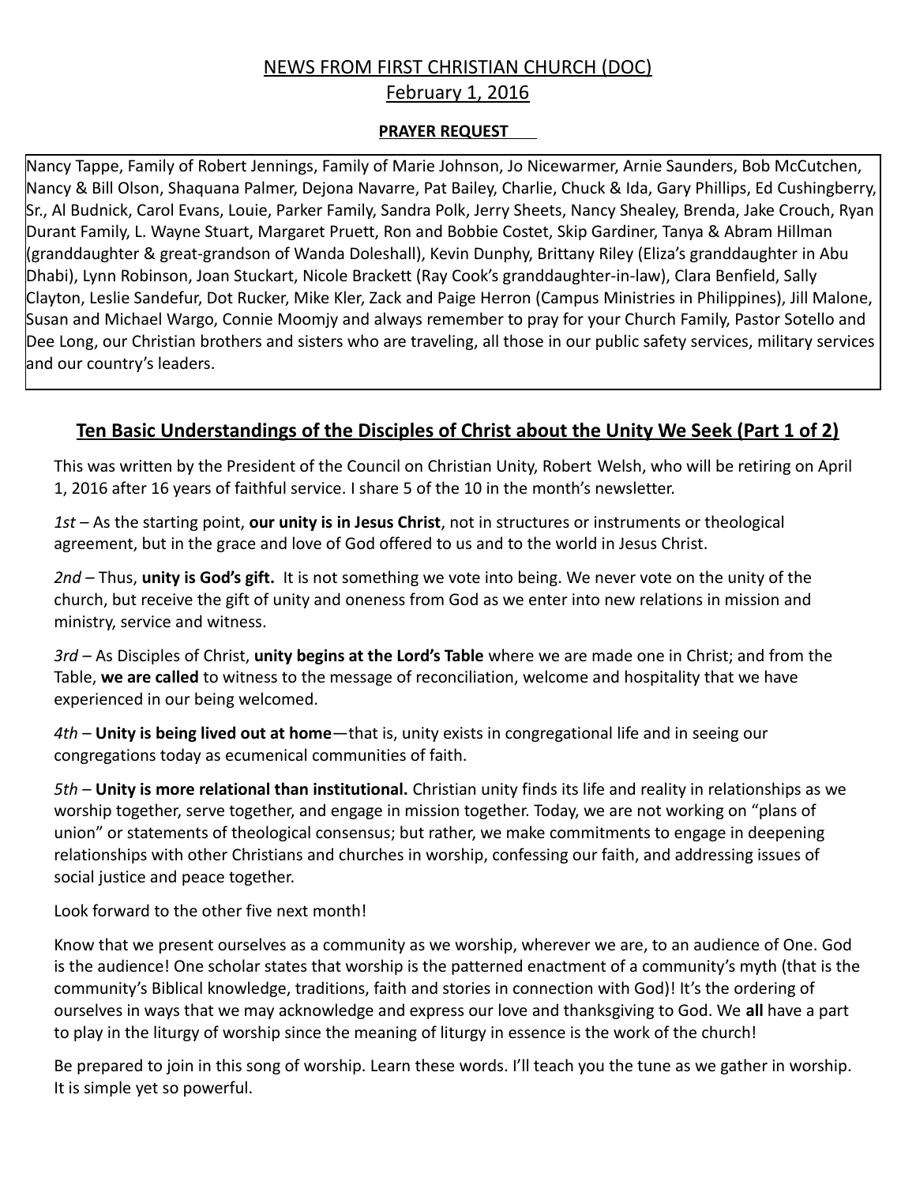# NEWS FROM FIRST CHRISTIAN CHURCH (DOC)

## February 1, 2016

### PRAYER REQUEST

Nancy Tappe, Family of Robert Jennings, Family of Marie Johnson, Jo Nicewarmer, Arnie Saunders, Bob McCutchen, Nancy & Bill Olson, Shaquana Palmer, Dejona Navarre, Pat Bailey, Charlie, Chuck & Ida, Gary Phillips, Ed Cushingberry, Sr., Al Budnick, Carol Evans, Louie, Parker Family, Sandra Polk, Jerry Sheets, Nancy Shealey, Brenda, Jake Crouch, Ryan Durant Family, L. Wayne Stuart, Margaret Pruett, Ron and Bobbie Costet, Skip Gardiner, Tanya & Abram Hillman (granddaughter & great-grandson of Wanda Doleshall), Kevin Dunphy, Brittany Riley (Eliza's granddaughter in Abu Dhabi), Lynn Robinson, Joan Stuckart, Nicole Brackett (Ray Cook's granddaughter-in-law), Clara Benfield, Sally Clayton, Leslie Sandefur, Dot Rucker, Mike Kler, Zack and Paige Herron (Campus Ministries in Philippines), Jill Malone, Susan and Michael Wargo, Connie Moomjy and always remember to pray for your Church Family, Pastor Sotello and Dee Long, our Christian brothers and sisters who are traveling, all those in our public safety services, military services and our country's leaders.

## Ten Basic Understandings of the Disciples of Christ about the Unity We Seek (Part 1 of 2)

This was written by the President of the Council on Christian Unity, Robert Welsh, who will be retiring on April 1, 2016 after 16 years of faithful service. I share 5 of the 10 in the month's newsletter.

*1st* – As the starting point, **our unity is in Jesus Christ**, not in structures or instruments or theological agreement, but in the grace and love of God offered to us and to the world in Jesus Christ.

*2nd* – Thus, **unity is God's gift.** It is not something we vote into being. We never vote on the unity of the church, but receive the gift of unity and oneness from God as we enter into new relations in mission and ministry, service and witness.

*3rd* – As Disciples of Christ, **unity begins at the Lord's Table** where we are made one in Christ; and from the Table, **we are called** to witness to the message of reconciliation, welcome and hospitality that we have experienced in our being welcomed.

*4th* – **Unity is being lived out at home**—that is, unity exists in congregational life and in seeing our congregations today as ecumenical communities of faith.

*5th* – **Unity is more relational than institutional.** Christian unity finds its life and reality in relationships as we worship together, serve together, and engage in mission together. Today, we are not working on "plans of union" or statements of theological consensus; but rather, we make commitments to engage in deepening relationships with other Christians and churches in worship, confessing our faith, and addressing issues of social justice and peace together.

Look forward to the other five next month!

Know that we present ourselves as a community as we worship, wherever we are, to an audience of One. God is the audience! One scholar states that worship is the patterned enactment of a community's myth (that is the community's Biblical knowledge, traditions, faith and stories in connection with God)! It's the ordering of ourselves in ways that we may acknowledge and express our love and thanksgiving to God. We **all** have a part to play in the liturgy of worship since the meaning of liturgy in essence is the work of the church!

Be prepared to join in this song of worship. Learn these words. I'll teach you the tune as we gather in worship. It is simple yet so powerful.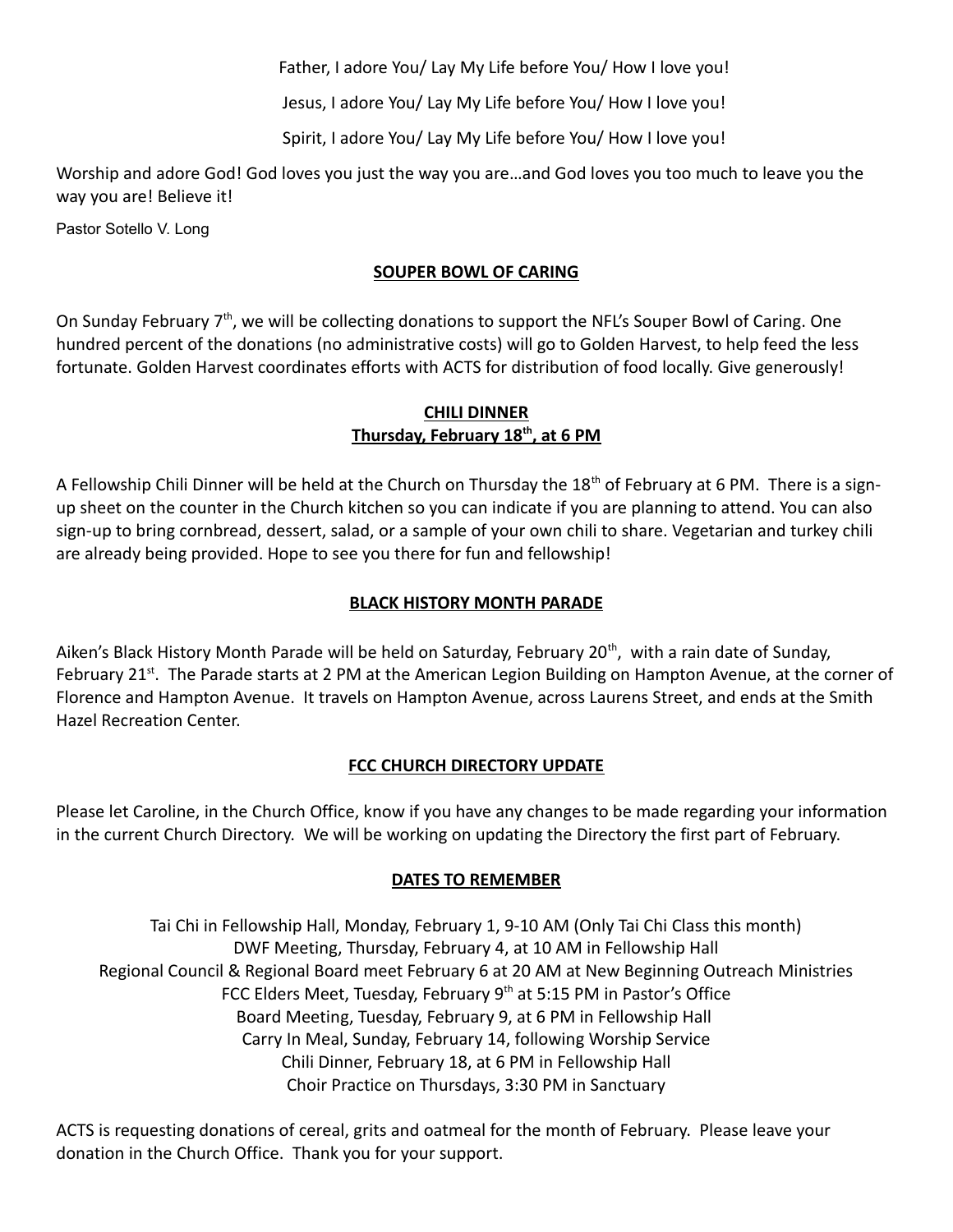Father, I adore You/ Lay My Life before You/ How I love you!

Jesus, I adore You/ Lay My Life before You/ How I love you!

Spirit, I adore You/ Lay My Life before You/ How I love you!

Worship and adore God! God loves you just the way you are…and God loves you too much to leave you the way you are! Believe it!

Pastor Sotello V. Long

## SOUPER BOWL OF CARING

On Sunday February 7th, we will be collecting donations to support the NFL's Souper Bowl of Caring. One hundred percent of the donations (no administrative costs) will go to Golden Harvest, to help feed the less fortunate. Golden Harvest coordinates efforts with ACTS for distribution of food locally. Give generously!

## CHILI DINNER
## Thursday, February 18th, at 6 PM

A Fellowship Chili Dinner will be held at the Church on Thursday the 18th of February at 6 PM. There is a sign-up sheet on the counter in the Church kitchen so you can indicate if you are planning to attend. You can also sign-up to bring cornbread, dessert, salad, or a sample of your own chili to share. Vegetarian and turkey chili are already being provided. Hope to see you there for fun and fellowship!

## BLACK HISTORY MONTH PARADE

Aiken's Black History Month Parade will be held on Saturday, February 20th, with a rain date of Sunday, February 21st. The Parade starts at 2 PM at the American Legion Building on Hampton Avenue, at the corner of Florence and Hampton Avenue. It travels on Hampton Avenue, across Laurens Street, and ends at the Smith Hazel Recreation Center.

## FCC CHURCH DIRECTORY UPDATE

Please let Caroline, in the Church Office, know if you have any changes to be made regarding your information in the current Church Directory. We will be working on updating the Directory the first part of February.

## DATES TO REMEMBER

Tai Chi in Fellowship Hall, Monday, February 1, 9-10 AM (Only Tai Chi Class this month)
DWF Meeting, Thursday, February 4, at 10 AM in Fellowship Hall
Regional Council & Regional Board meet February 6 at 20 AM at New Beginning Outreach Ministries
FCC Elders Meet, Tuesday, February 9th at 5:15 PM in Pastor's Office
Board Meeting, Tuesday, February 9, at 6 PM in Fellowship Hall
Carry In Meal, Sunday, February 14, following Worship Service
Chili Dinner, February 18, at 6 PM in Fellowship Hall
Choir Practice on Thursdays, 3:30 PM in Sanctuary

ACTS is requesting donations of cereal, grits and oatmeal for the month of February. Please leave your donation in the Church Office. Thank you for your support.